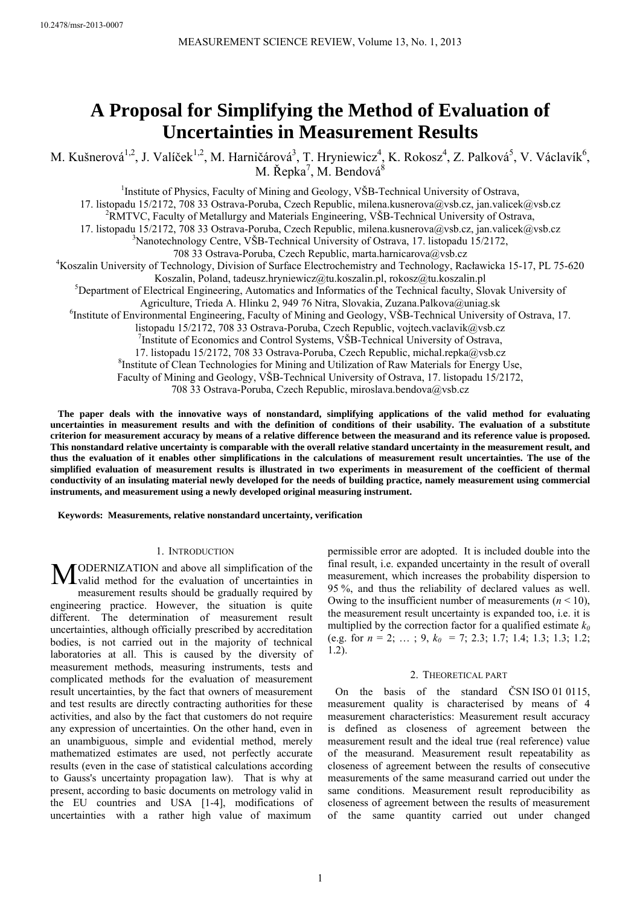10.2478/msr-2013-0007

# A Proposal for Simplifying the Method of Evaluation of Uncertainties in Measurement Results

M. Kušnerová[1,2], J. Valíček[1,2], M. Harničárová[3], T. Hryniewicz[4], K. Rokosz[4], Z. Palková[5], V. Václavík[6], M. Řepka[7], M. Bendová[8]

[1]Institute of Physics, Faculty of Mining and Geology, VŠB-Technical University of Ostrava, 17. listopadu 15/2172, 708 33 Ostrava-Poruba, Czech Republic, milena.kusnerova@vsb.cz, jan.valicek@vsb.cz

[2]RMTVC, Faculty of Metallurgy and Materials Engineering, VŠB-Technical University of Ostrava, 17. listopadu 15/2172, 708 33 Ostrava-Poruba, Czech Republic, milena.kusnerova@vsb.cz, jan.valicek@vsb.cz

[3]Nanotechnology Centre, VŠB-Technical University of Ostrava, 17. listopadu 15/2172, 708 33 Ostrava-Poruba, Czech Republic, marta.harnicarova@vsb.cz

[4]Koszalin University of Technology, Division of Surface Electrochemistry and Technology, Racławicka 15-17, PL 75-620 Koszalin, Poland, tadeusz.hryniewicz@tu.koszalin.pl, rokosz@tu.koszalin.pl

[5]Department of Electrical Engineering, Automatics and Informatics of the Technical faculty, Slovak University of Agriculture, Trieda A. Hlinku 2, 949 76 Nitra, Slovakia, Zuzana.Palkova@uniag.sk

[6]Institute of Environmental Engineering, Faculty of Mining and Geology, VŠB-Technical University of Ostrava, 17. listopadu 15/2172, 708 33 Ostrava-Poruba, Czech Republic, vojtech.vaclavik@vsb.cz

[7]Institute of Economics and Control Systems, VŠB-Technical University of Ostrava, 17. listopadu 15/2172, 708 33 Ostrava-Poruba, Czech Republic, michal.repka@vsb.cz

[8]Institute of Clean Technologies for Mining and Utilization of Raw Materials for Energy Use, Faculty of Mining and Geology, VŠB-Technical University of Ostrava, 17. listopadu 15/2172, 708 33 Ostrava-Poruba, Czech Republic, miroslava.bendova@vsb.cz

**The paper deals with the innovative ways of nonstandard, simplifying applications of the valid method for evaluating uncertainties in measurement results and with the definition of conditions of their usability. The evaluation of a substitute criterion for measurement accuracy by means of a relative difference between the measurand and its reference value is proposed. This nonstandard relative uncertainty is comparable with the overall relative standard uncertainty in the measurement result, and thus the evaluation of it enables other simplifications in the calculations of measurement result uncertainties. The use of the simplified evaluation of measurement results is illustrated in two experiments in measurement of the coefficient of thermal conductivity of an insulating material newly developed for the needs of building practice, namely measurement using commercial instruments, and measurement using a newly developed original measuring instrument.**

**Keywords: Measurements, relative nonstandard uncertainty, verification**

## 1. Introduction

Modernization and above all simplification of the valid method for the evaluation of uncertainties in measurement results should be gradually required by engineering practice. However, the situation is quite different. The determination of measurement result uncertainties, although officially prescribed by accreditation bodies, is not carried out in the majority of technical laboratories at all. This is caused by the diversity of measurement methods, measuring instruments, tests and complicated methods for the evaluation of measurement result uncertainties, by the fact that owners of measurement and test results are directly contracting authorities for these activities, and also by the fact that customers do not require any expression of uncertainties. On the other hand, even in an unambiguous, simple and evidential method, merely mathematized estimates are used, not perfectly accurate results (even in the case of statistical calculations according to Gauss's uncertainty propagation law). That is why at present, according to basic documents on metrology valid in the EU countries and USA [1-4], modifications of uncertainties with a rather high value of maximum permissible error are adopted. It is included double into the final result, i.e. expanded uncertainty in the result of overall measurement, which increases the probability dispersion to 95 %, and thus the reliability of declared values as well. Owing to the insufficient number of measurements ($n < 10$), the measurement result uncertainty is expanded too, i.e. it is multiplied by the correction factor for a qualified estimate $k_0$ (e.g. for $n = 2; \dots ; 9$, $k_0 = 7; 2.3; 1.7; 1.4; 1.3; 1.3; 1.2; 1.2$).

## 2. Theoretical part

On the basis of the standard ČSN ISO 01 0115, measurement quality is characterised by means of 4 measurement characteristics: Measurement result accuracy is defined as closeness of agreement between the measurement result and the ideal true (real reference) value of the measurand. Measurement result repeatability as closeness of agreement between the results of consecutive measurements of the same measurand carried out under the same conditions. Measurement result reproducibility as closeness of agreement between the results of measurement of the same quantity carried out under changed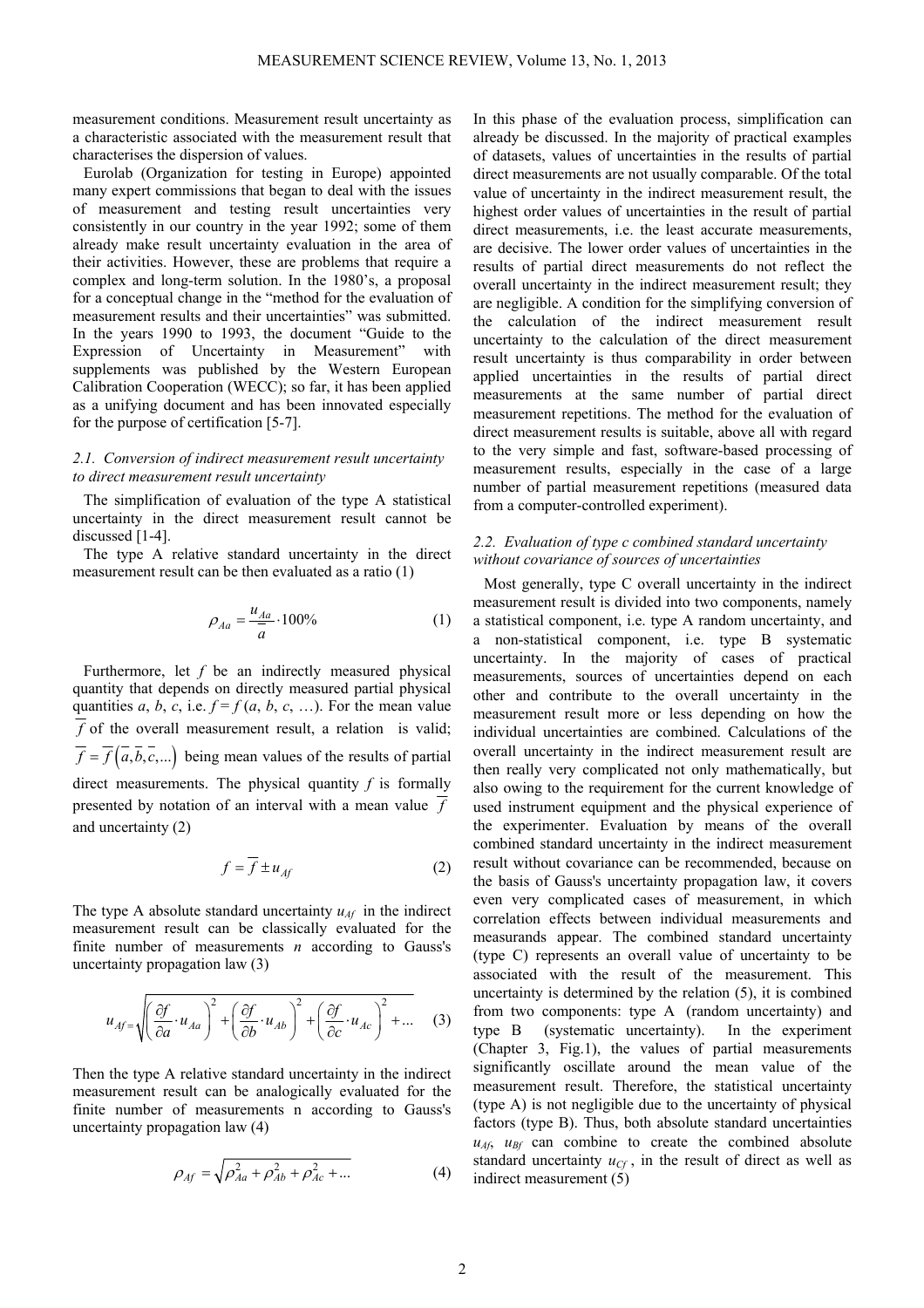measurement conditions. Measurement result uncertainty as a characteristic associated with the measurement result that characterises the dispersion of values.

Eurolab (Organization for testing in Europe) appointed many expert commissions that began to deal with the issues of measurement and testing result uncertainties very consistently in our country in the year 1992; some of them already make result uncertainty evaluation in the area of their activities. However, these are problems that require a complex and long-term solution. In the 1980's, a proposal for a conceptual change in the "method for the evaluation of measurement results and their uncertainties" was submitted. In the years 1990 to 1993, the document "Guide to the Expression of Uncertainty in Measurement" with supplements was published by the Western European Calibration Cooperation (WECC); so far, it has been applied as a unifying document and has been innovated especially for the purpose of certification [5-7].

### *2.1. Conversion of indirect measurement result uncertainty to direct measurement result uncertainty*

The simplification of evaluation of the type A statistical uncertainty in the direct measurement result cannot be discussed [1-4].

The type A relative standard uncertainty in the direct measurement result can be then evaluated as a ratio (1)

$$\rho_{Aa} = \frac{u_{Aa}}{\overline{a}} \cdot 100\% \tag{1}$$

Furthermore, let $f$ be an indirectly measured physical quantity that depends on directly measured partial physical quantities $a$, $b$, $c$, i.e. $f = f(a, b, c, \ldots)$. For the mean value $\overline{f}$ of the overall measurement result, a relation is valid; $\overline{f} = \overline{f}\left(\overline{a}, \overline{b}, \overline{c}, \ldots\right)$ being mean values of the results of partial direct measurements. The physical quantity $f$ is formally presented by notation of an interval with a mean value $\overline{f}$ and uncertainty (2)

$$f = \overline{f} \pm u_{Af} \tag{2}$$

The type A absolute standard uncertainty $u_{Af}$ in the indirect measurement result can be classically evaluated for the finite number of measurements $n$ according to Gauss's uncertainty propagation law (3)

$$u_{Af} = \sqrt{\left(\frac{\partial f}{\partial a} \cdot u_{Aa}\right)^2 + \left(\frac{\partial f}{\partial b} \cdot u_{Ab}\right)^2 + \left(\frac{\partial f}{\partial c} \cdot u_{Ac}\right)^2 + \ldots} \tag{3}$$

Then the type A relative standard uncertainty in the indirect measurement result can be analogically evaluated for the finite number of measurements n according to Gauss's uncertainty propagation law (4)

$$\rho_{Af} = \sqrt{\rho_{Aa}^2 + \rho_{Ab}^2 + \rho_{Ac}^2 + \ldots} \tag{4}$$

In this phase of the evaluation process, simplification can already be discussed. In the majority of practical examples of datasets, values of uncertainties in the results of partial direct measurements are not usually comparable. Of the total value of uncertainty in the indirect measurement result, the highest order values of uncertainties in the result of partial direct measurements, i.e. the least accurate measurements, are decisive. The lower order values of uncertainties in the results of partial direct measurements do not reflect the overall uncertainty in the indirect measurement result; they are negligible. A condition for the simplifying conversion of the calculation of the indirect measurement result uncertainty to the calculation of the direct measurement result uncertainty is thus comparability in order between applied uncertainties in the results of partial direct measurements at the same number of partial direct measurement repetitions. The method for the evaluation of direct measurement results is suitable, above all with regard to the very simple and fast, software-based processing of measurement results, especially in the case of a large number of partial measurement repetitions (measured data from a computer-controlled experiment).

### *2.2. Evaluation of type c combined standard uncertainty without covariance of sources of uncertainties*

Most generally, type C overall uncertainty in the indirect measurement result is divided into two components, namely a statistical component, i.e. type A random uncertainty, and a non-statistical component, i.e. type B systematic uncertainty. In the majority of cases of practical measurements, sources of uncertainties depend on each other and contribute to the overall uncertainty in the measurement result more or less depending on how the individual uncertainties are combined. Calculations of the overall uncertainty in the indirect measurement result are then really very complicated not only mathematically, but also owing to the requirement for the current knowledge of used instrument equipment and the physical experience of the experimenter. Evaluation by means of the overall combined standard uncertainty in the indirect measurement result without covariance can be recommended, because on the basis of Gauss's uncertainty propagation law, it covers even very complicated cases of measurement, in which correlation effects between individual measurements and measurands appear. The combined standard uncertainty (type C) represents an overall value of uncertainty to be associated with the result of the measurement. This uncertainty is determined by the relation (5), it is combined from two components: type A (random uncertainty) and type B (systematic uncertainty). In the experiment (Chapter 3, Fig.1), the values of partial measurements significantly oscillate around the mean value of the measurement result. Therefore, the statistical uncertainty (type A) is not negligible due to the uncertainty of physical factors (type B). Thus, both absolute standard uncertainties $u_{Af}$, $u_{Bf}$ can combine to create the combined absolute standard uncertainty $u_{Cf}$, in the result of direct as well as indirect measurement (5)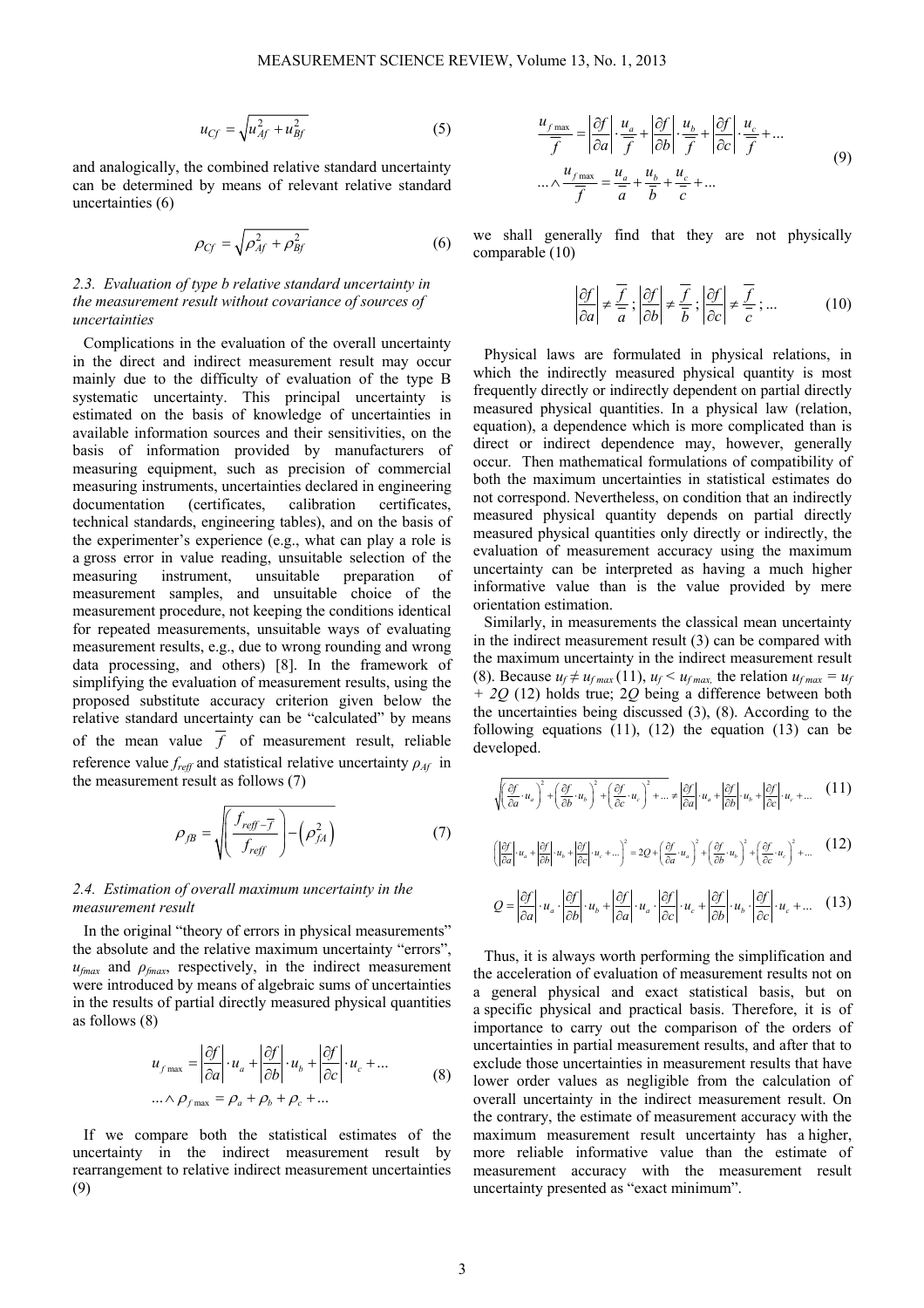$$u_{Cf} = \sqrt{u_{Af}^2 + u_{Bf}^2} \tag{5}$$

and analogically, the combined relative standard uncertainty can be determined by means of relevant relative standard uncertainties (6)

$$\rho_{Cf} = \sqrt{\rho_{Af}^2 + \rho_{Bf}^2} \tag{6}$$

### 2.3. Evaluation of type b relative standard uncertainty in the measurement result without covariance of sources of uncertainties

Complications in the evaluation of the overall uncertainty in the direct and indirect measurement result may occur mainly due to the difficulty of evaluation of the type B systematic uncertainty. This principal uncertainty is estimated on the basis of knowledge of uncertainties in available information sources and their sensitivities, on the basis of information provided by manufacturers of measuring equipment, such as precision of commercial measuring instruments, uncertainties declared in engineering documentation (certificates, calibration certificates, technical standards, engineering tables), and on the basis of the experimenter's experience (e.g., what can play a role is a gross error in value reading, unsuitable selection of the measuring instrument, unsuitable preparation of measurement samples, and unsuitable choice of the measurement procedure, not keeping the conditions identical for repeated measurements, unsuitable ways of evaluating measurement results, e.g., due to wrong rounding and wrong data processing, and others) [8]. In the framework of simplifying the evaluation of measurement results, using the proposed substitute accuracy criterion given below the relative standard uncertainty can be "calculated" by means of the mean value $\overline{f}$ of measurement result, reliable reference value $f_{reff}$ and statistical relative uncertainty $\rho_{Af}$ in the measurement result as follows (7)

$$\rho_{fB} = \sqrt{\left(\frac{f_{reff} - \overline{f}}{f_{reff}}\right) - \left(\rho_{fA}^2\right)} \tag{7}$$

### 2.4. Estimation of overall maximum uncertainty in the measurement result

In the original "theory of errors in physical measurements" the absolute and the relative maximum uncertainty "errors", $u_{fmax}$ and $\rho_{fmax}$, respectively, in the indirect measurement were introduced by means of algebraic sums of uncertainties in the results of partial directly measured physical quantities as follows (8)

$$u_{f\max} = \left|\frac{\partial f}{\partial a}\right| \cdot u_a + \left|\frac{\partial f}{\partial b}\right| \cdot u_b + \left|\frac{\partial f}{\partial c}\right| \cdot u_c + \ldots$$
$$\ldots \wedge \rho_{f\max} = \rho_a + \rho_b + \rho_c + \ldots \tag{8}$$

If we compare both the statistical estimates of the uncertainty in the indirect measurement result by rearrangement to relative indirect measurement uncertainties (9)

$$\frac{u_{f\max}}{\overline{f}} = \left|\frac{\partial f}{\partial a}\right| \cdot \frac{u_a}{\overline{f}} + \left|\frac{\partial f}{\partial b}\right| \cdot \frac{u_b}{\overline{f}} + \left|\frac{\partial f}{\partial c}\right| \cdot \frac{u_c}{\overline{f}} + \ldots$$
$$\ldots \wedge \frac{u_{f\max}}{\overline{f}} = \frac{u_a}{\overline{a}} + \frac{u_b}{\overline{b}} + \frac{u_c}{\overline{c}} + \ldots \tag{9}$$

we shall generally find that they are not physically comparable (10)

$$\left|\frac{\partial f}{\partial a}\right| \neq \frac{\overline{f}}{\overline{a}}\,;\ \left|\frac{\partial f}{\partial b}\right| \neq \frac{\overline{f}}{\overline{b}}\,;\ \left|\frac{\partial f}{\partial c}\right| \neq \frac{\overline{f}}{\overline{c}}\,;\ \ldots \tag{10}$$

Physical laws are formulated in physical relations, in which the indirectly measured physical quantity is most frequently directly or indirectly dependent on partial directly measured physical quantities. In a physical law (relation, equation), a dependence which is more complicated than is direct or indirect dependence may, however, generally occur. Then mathematical formulations of compatibility of both the maximum uncertainties in statistical estimates do not correspond. Nevertheless, on condition that an indirectly measured physical quantity depends on partial directly measured physical quantities only directly or indirectly, the evaluation of measurement accuracy using the maximum uncertainty can be interpreted as having a much higher informative value than is the value provided by mere orientation estimation.

Similarly, in measurements the classical mean uncertainty in the indirect measurement result (3) can be compared with the maximum uncertainty in the indirect measurement result (8). Because $u_f \neq u_{f\,max}$ (11), $u_f < u_{f\,max,}$ the relation $u_{f\,max} = u_f + 2Q$ (12) holds true; $2Q$ being a difference between both the uncertainties being discussed (3), (8). According to the following equations (11), (12) the equation (13) can be developed.

$$\sqrt{\left(\frac{\partial f}{\partial a} \cdot u_a\right)^2 + \left(\frac{\partial f}{\partial b} \cdot u_b\right)^2 + \left(\frac{\partial f}{\partial c} \cdot u_c\right)^2 + \ldots} \neq \left|\frac{\partial f}{\partial a}\right| \cdot u_a + \left|\frac{\partial f}{\partial b}\right| \cdot u_b + \left|\frac{\partial f}{\partial c}\right| \cdot u_c + \ldots \tag{11}$$

$$\left(\left|\frac{\partial f}{\partial a}\right| \cdot u_a + \left|\frac{\partial f}{\partial b}\right| \cdot u_b + \left|\frac{\partial f}{\partial c}\right| \cdot u_c + \ldots\right)^2 = 2Q + \left(\frac{\partial f}{\partial a} \cdot u_a\right)^2 + \left(\frac{\partial f}{\partial b} \cdot u_b\right)^2 + \left(\frac{\partial f}{\partial c} \cdot u_c\right)^2 + \ldots \tag{12}$$

$$Q = \left|\frac{\partial f}{\partial a}\right| \cdot u_a \cdot \left|\frac{\partial f}{\partial b}\right| \cdot u_b + \left|\frac{\partial f}{\partial a}\right| \cdot u_a \cdot \left|\frac{\partial f}{\partial c}\right| \cdot u_c + \left|\frac{\partial f}{\partial b}\right| \cdot u_b \cdot \left|\frac{\partial f}{\partial c}\right| \cdot u_c + \ldots \tag{13}$$

Thus, it is always worth performing the simplification and the acceleration of evaluation of measurement results not on a general physical and exact statistical basis, but on a specific physical and practical basis. Therefore, it is of importance to carry out the comparison of the orders of uncertainties in partial measurement results, and after that to exclude those uncertainties in measurement results that have lower order values as negligible from the calculation of overall uncertainty in the indirect measurement result. On the contrary, the estimate of measurement accuracy with the maximum measurement result uncertainty has a higher, more reliable informative value than the estimate of measurement accuracy with the measurement result uncertainty presented as "exact minimum".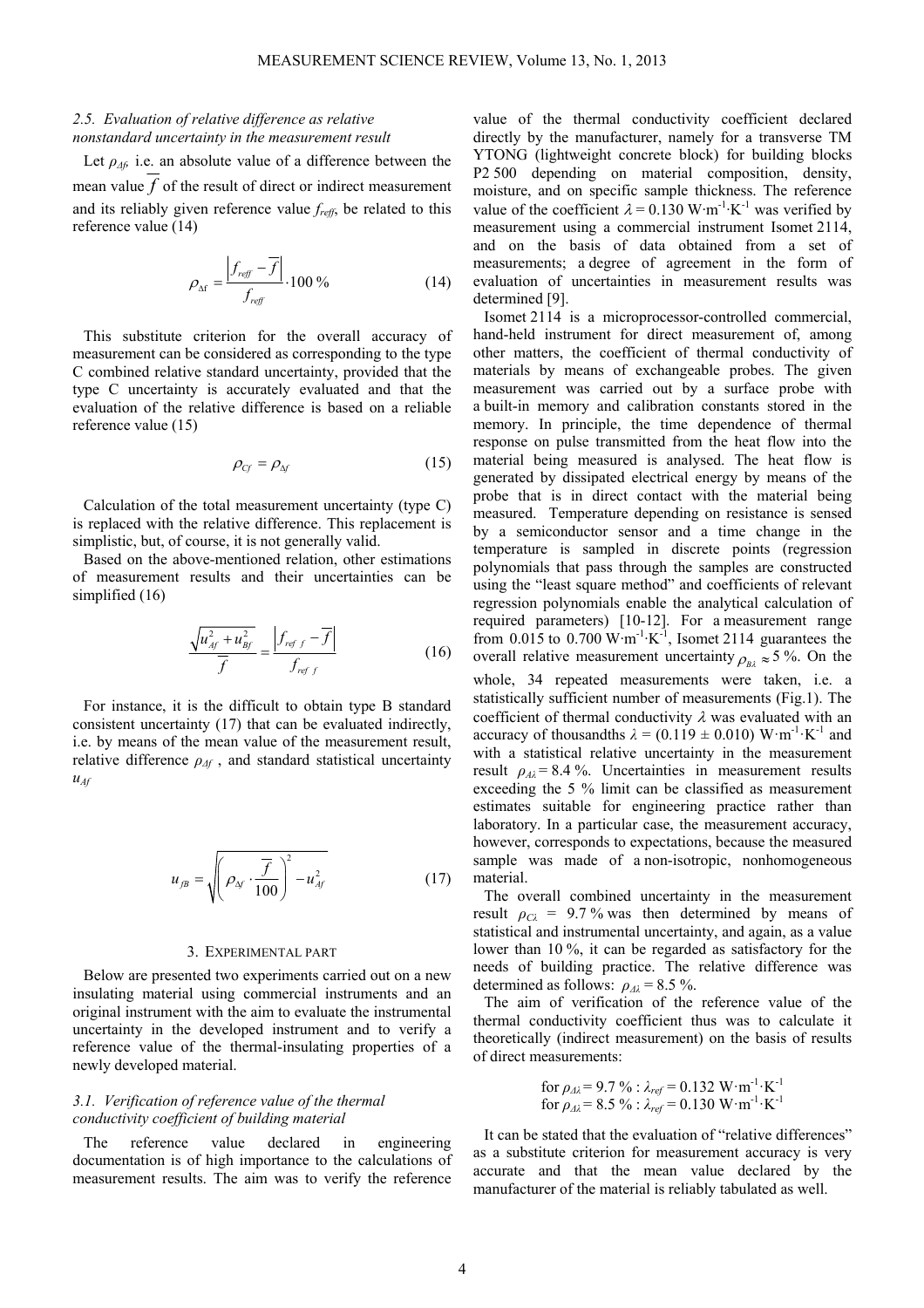### *2.5. Evaluation of relative difference as relative nonstandard uncertainty in the measurement result*

Let $\rho_{\Delta f}$, i.e. an absolute value of a difference between the mean value $\overline{f}$ of the result of direct or indirect measurement and its reliably given reference value $f_{reff}$, be related to this reference value (14)

$$\rho_{\Delta f} = \frac{\left| f_{reff} - \overline{f} \right|}{f_{reff}} \cdot 100\,\% \tag{14}$$

This substitute criterion for the overall accuracy of measurement can be considered as corresponding to the type C combined relative standard uncertainty, provided that the type C uncertainty is accurately evaluated and that the evaluation of the relative difference is based on a reliable reference value (15)

$$\rho_{Cf} = \rho_{\Delta f} \tag{15}$$

Calculation of the total measurement uncertainty (type C) is replaced with the relative difference. This replacement is simplistic, but, of course, it is not generally valid.

Based on the above-mentioned relation, other estimations of measurement results and their uncertainties can be simplified (16)

$$\frac{\sqrt{u_{Af}^2 + u_{Bf}^2}}{\overline{f}} = \frac{\left| f_{ref\ f} - \overline{f} \right|}{f_{ref\ f}} \tag{16}$$

For instance, it is the difficult to obtain type B standard consistent uncertainty (17) that can be evaluated indirectly, i.e. by means of the mean value of the measurement result, relative difference $\rho_{\Delta f}$ , and standard statistical uncertainty $u_{Af}$

$$u_{fB} = \sqrt{\left( \rho_{\Delta f} \cdot \frac{\overline{f}}{100} \right)^2 - u_{Af}^2} \tag{17}$$

## 3. Experimental part

Below are presented two experiments carried out on a new insulating material using commercial instruments and an original instrument with the aim to evaluate the instrumental uncertainty in the developed instrument and to verify a reference value of the thermal-insulating properties of a newly developed material.

### *3.1. Verification of reference value of the thermal conductivity coefficient of building material*

The reference value declared in engineering documentation is of high importance to the calculations of measurement results. The aim was to verify the reference value of the thermal conductivity coefficient declared directly by the manufacturer, namely for a transverse TM YTONG (lightweight concrete block) for building blocks P2 500 depending on material composition, density, moisture, and on specific sample thickness. The reference value of the coefficient $\lambda = 0.130$ W·m$^{-1}$·K$^{-1}$ was verified by measurement using a commercial instrument Isomet 2114, and on the basis of data obtained from a set of measurements; a degree of agreement in the form of evaluation of uncertainties in measurement results was determined [9].

Isomet 2114 is a microprocessor-controlled commercial, hand-held instrument for direct measurement of, among other matters, the coefficient of thermal conductivity of materials by means of exchangeable probes. The given measurement was carried out by a surface probe with a built-in memory and calibration constants stored in the memory. In principle, the time dependence of thermal response on pulse transmitted from the heat flow into the material being measured is analysed. The heat flow is generated by dissipated electrical energy by means of the probe that is in direct contact with the material being measured. Temperature depending on resistance is sensed by a semiconductor sensor and a time change in the temperature is sampled in discrete points (regression polynomials that pass through the samples are constructed using the "least square method" and coefficients of relevant regression polynomials enable the analytical calculation of required parameters) [10-12]. For a measurement range from 0.015 to 0.700 W·m$^{-1}$·K$^{-1}$, Isomet 2114 guarantees the overall relative measurement uncertainty $\rho_{B\lambda} \approx 5$ %. On the whole, 34 repeated measurements were taken, i.e. a statistically sufficient number of measurements (Fig.1). The coefficient of thermal conductivity $\lambda$ was evaluated with an accuracy of thousandths $\lambda = (0.119 \pm 0.010)$ W·m$^{-1}$·K$^{-1}$ and with a statistical relative uncertainty in the measurement result $\rho_{A\lambda} = 8.4$ %. Uncertainties in measurement results exceeding the 5 % limit can be classified as measurement estimates suitable for engineering practice rather than laboratory. In a particular case, the measurement accuracy, however, corresponds to expectations, because the measured sample was made of a non-isotropic, nonhomogeneous material.

The overall combined uncertainty in the measurement result $\rho_{C\lambda} = 9.7$ % was then determined by means of statistical and instrumental uncertainty, and again, as a value lower than 10 %, it can be regarded as satisfactory for the needs of building practice. The relative difference was determined as follows: $\rho_{\Delta\lambda} = 8.5$ %.

The aim of verification of the reference value of the thermal conductivity coefficient thus was to calculate it theoretically (indirect measurement) on the basis of results of direct measurements:

for $\rho_{\Delta\lambda} = 9.7$ % : $\lambda_{ref} = 0.132$ W·m$^{-1}$·K$^{-1}$
for $\rho_{\Delta\lambda} = 8.5$ % : $\lambda_{ref} = 0.130$ W·m$^{-1}$·K$^{-1}$

It can be stated that the evaluation of "relative differences" as a substitute criterion for measurement accuracy is very accurate and that the mean value declared by the manufacturer of the material is reliably tabulated as well.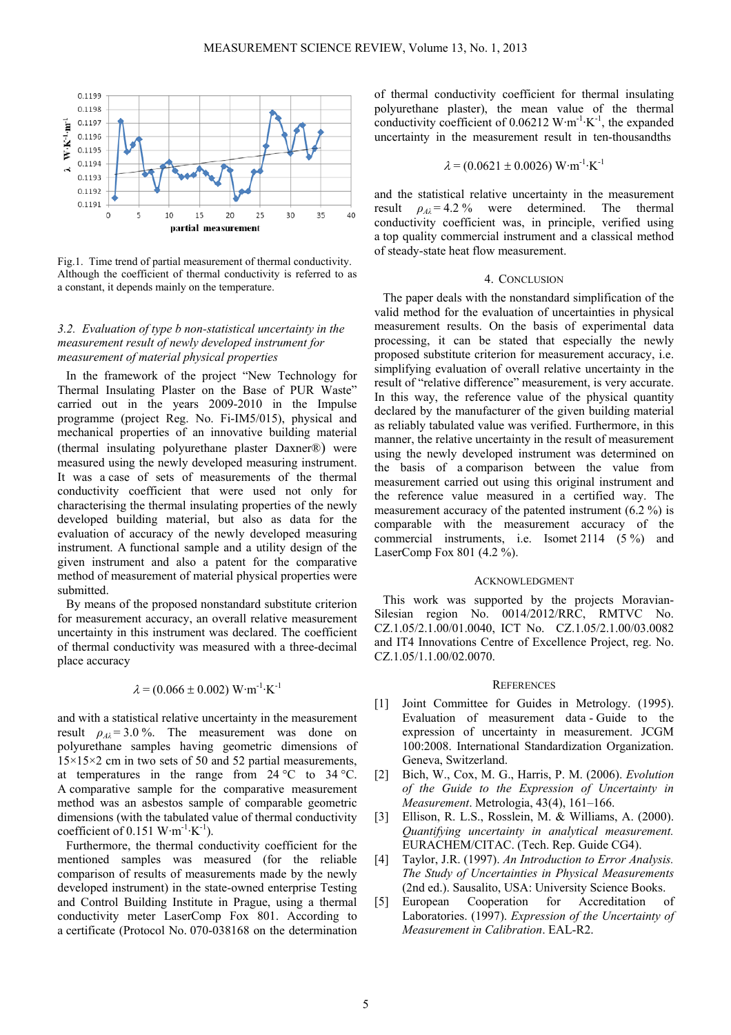Fig.1. Time trend of partial measurement of thermal conductivity. Although the coefficient of thermal conductivity is referred to as a constant, it depends mainly on the temperature.

### 3.2. *Evaluation of type b non-statistical uncertainty in the measurement result of newly developed instrument for measurement of material physical properties*

In the framework of the project "New Technology for Thermal Insulating Plaster on the Base of PUR Waste" carried out in the years 2009-2010 in the Impulse programme (project Reg. No. Fi-IM5/015), physical and mechanical properties of an innovative building material (thermal insulating polyurethane plaster Daxner®) were measured using the newly developed measuring instrument. It was a case of sets of measurements of the thermal conductivity coefficient that were used not only for characterising the thermal insulating properties of the newly developed building material, but also as data for the evaluation of accuracy of the newly developed measuring instrument. A functional sample and a utility design of the given instrument and also a patent for the comparative method of measurement of material physical properties were submitted.

By means of the proposed nonstandard substitute criterion for measurement accuracy, an overall relative measurement uncertainty in this instrument was declared. The coefficient of thermal conductivity was measured with a three-decimal place accuracy

$$\lambda = (0.066 \pm 0.002)\ \mathrm{W{\cdot}m^{-1}{\cdot}K^{-1}}$$

and with a statistical relative uncertainty in the measurement result $\rho_{A\lambda} = 3.0\ \%$. The measurement was done on polyurethane samples having geometric dimensions of 15×15×2 cm in two sets of 50 and 52 partial measurements, at temperatures in the range from 24 °C to 34 °C. A comparative sample for the comparative measurement method was an asbestos sample of comparable geometric dimensions (with the tabulated value of thermal conductivity coefficient of 0.151 $\mathrm{W{\cdot}m^{-1}{\cdot}K^{-1}}$).

Furthermore, the thermal conductivity coefficient for the mentioned samples was measured (for the reliable comparison of results of measurements made by the newly developed instrument) in the state-owned enterprise Testing and Control Building Institute in Prague, using a thermal conductivity meter LaserComp Fox 801. According to a certificate (Protocol No. 070-038168 on the determination of thermal conductivity coefficient for thermal insulating polyurethane plaster), the mean value of the thermal conductivity coefficient of 0.06212 $\mathrm{W{\cdot}m^{-1}{\cdot}K^{-1}}$, the expanded uncertainty in the measurement result in ten-thousandths

$$\lambda = (0.0621 \pm 0.0026)\ \mathrm{W{\cdot}m^{-1}{\cdot}K^{-1}}$$

and the statistical relative uncertainty in the measurement result $\rho_{A\lambda} = 4.2\ \%$ were determined. The thermal conductivity coefficient was, in principle, verified using a top quality commercial instrument and a classical method of steady-state heat flow measurement.

## 4. Conclusion

The paper deals with the nonstandard simplification of the valid method for the evaluation of uncertainties in physical measurement results. On the basis of experimental data processing, it can be stated that especially the newly proposed substitute criterion for measurement accuracy, i.e. simplifying evaluation of overall relative uncertainty in the result of "relative difference" measurement, is very accurate. In this way, the reference value of the physical quantity declared by the manufacturer of the given building material as reliably tabulated value was verified. Furthermore, in this manner, the relative uncertainty in the result of measurement using the newly developed instrument was determined on the basis of a comparison between the value from measurement carried out using this original instrument and the reference value measured in a certified way. The measurement accuracy of the patented instrument (6.2 %) is comparable with the measurement accuracy of the commercial instruments, i.e. Isomet 2114 (5 %) and LaserComp Fox 801 (4.2 %).

## Acknowledgment

This work was supported by the projects Moravian-Silesian region No. 0014/2012/RRC, RMTVC No. CZ.1.05/2.1.00/01.0040, ICT No. CZ.1.05/2.1.00/03.0082 and IT4 Innovations Centre of Excellence Project, reg. No. CZ.1.05/1.1.00/02.0070.

## References

[1] Joint Committee for Guides in Metrology. (1995). Evaluation of measurement data - Guide to the expression of uncertainty in measurement. JCGM 100:2008. International Standardization Organization. Geneva, Switzerland.

[2] Bich, W., Cox, M. G., Harris, P. M. (2006). *Evolution of the Guide to the Expression of Uncertainty in Measurement*. Metrologia, 43(4), 161–166.

[3] Ellison, R. L.S., Rosslein, M. & Williams, A. (2000). *Quantifying uncertainty in analytical measurement.* EURACHEM/CITAC. (Tech. Rep. Guide CG4).

[4] Taylor, J.R. (1997). *An Introduction to Error Analysis. The Study of Uncertainties in Physical Measurements* (2nd ed.). Sausalito, USA: University Science Books.

[5] European Cooperation for Accreditation of Laboratories. (1997). *Expression of the Uncertainty of Measurement in Calibration*. EAL-R2.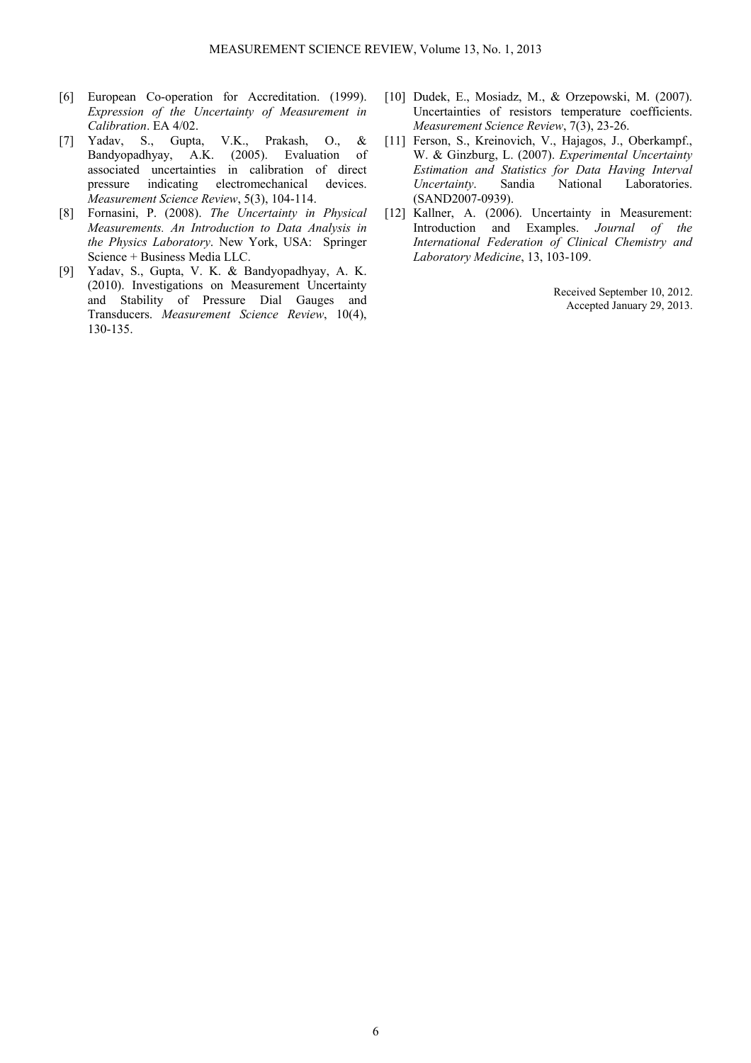[6] European Co-operation for Accreditation. (1999). *Expression of the Uncertainty of Measurement in Calibration*. EA 4/02.

[7] Yadav, S., Gupta, V.K., Prakash, O., & Bandyopadhyay, A.K. (2005). Evaluation of associated uncertainties in calibration of direct pressure indicating electromechanical devices. *Measurement Science Review*, 5(3), 104-114.

[8] Fornasini, P. (2008). *The Uncertainty in Physical Measurements. An Introduction to Data Analysis in the Physics Laboratory*. New York, USA: Springer Science + Business Media LLC.

[9] Yadav, S., Gupta, V. K. & Bandyopadhyay, A. K. (2010). Investigations on Measurement Uncertainty and Stability of Pressure Dial Gauges and Transducers. *Measurement Science Review*, 10(4), 130-135.

[10] Dudek, E., Mosiadz, M., & Orzepowski, M. (2007). Uncertainties of resistors temperature coefficients. *Measurement Science Review*, 7(3), 23-26.

[11] Ferson, S., Kreinovich, V., Hajagos, J., Oberkampf., W. & Ginzburg, L. (2007). *Experimental Uncertainty Estimation and Statistics for Data Having Interval Uncertainty*. Sandia National Laboratories. (SAND2007-0939).

[12] Kallner, A. (2006). Uncertainty in Measurement: Introduction and Examples. *Journal of the International Federation of Clinical Chemistry and Laboratory Medicine*, 13, 103-109.

Received September 10, 2012.
Accepted January 29, 2013.